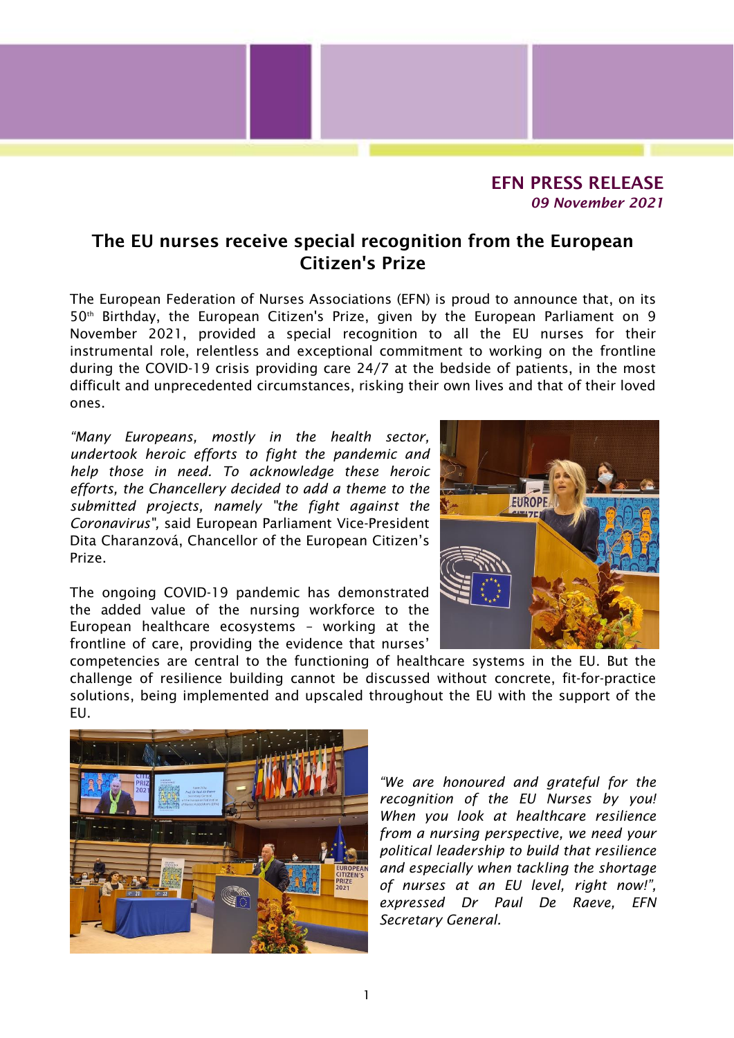**EFN PRESS RELEASE**
***09 November 2021***

# The EU nurses receive special recognition from the European Citizen's Prize

The European Federation of Nurses Associations (EFN) is proud to announce that, on its 50th Birthday, the European Citizen's Prize, given by the European Parliament on 9 November 2021, provided a special recognition to all the EU nurses for their instrumental role, relentless and exceptional commitment to working on the frontline during the COVID-19 crisis providing care 24/7 at the bedside of patients, in the most difficult and unprecedented circumstances, risking their own lives and that of their loved ones.

*"Many Europeans, mostly in the health sector, undertook heroic efforts to fight the pandemic and help those in need. To acknowledge these heroic efforts, the Chancellery decided to add a theme to the submitted projects, namely "the fight against the Coronavirus",* said European Parliament Vice-President Dita Charanzová, Chancellor of the European Citizen's Prize.

The ongoing COVID-19 pandemic has demonstrated the added value of the nursing workforce to the European healthcare ecosystems – working at the frontline of care, providing the evidence that nurses' competencies are central to the functioning of healthcare systems in the EU. But the challenge of resilience building cannot be discussed without concrete, fit-for-practice solutions, being implemented and upscaled throughout the EU with the support of the EU.

*"We are honoured and grateful for the recognition of the EU Nurses by you! When you look at healthcare resilience from a nursing perspective, we need your political leadership to build that resilience and especially when tackling the shortage of nurses at an EU level, right now!", expressed Dr Paul De Raeve, EFN Secretary General.*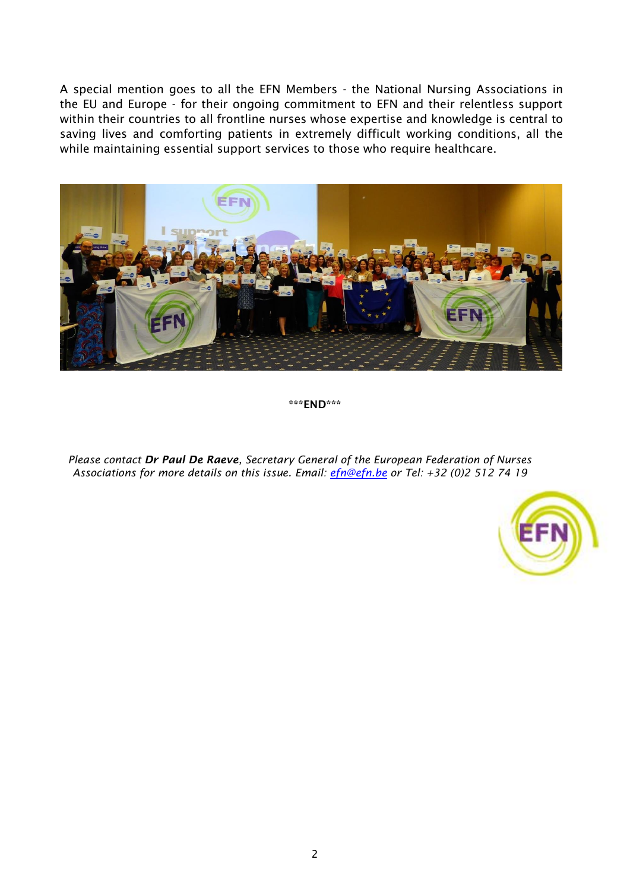A special mention goes to all the EFN Members - the National Nursing Associations in the EU and Europe - for their ongoing commitment to EFN and their relentless support within their countries to all frontline nurses whose expertise and knowledge is central to saving lives and comforting patients in extremely difficult working conditions, all the while maintaining essential support services to those who require healthcare.

\*\*\*END\*\*\*

*Please contact **Dr Paul De Raeve**, Secretary General of the European Federation of Nurses Associations for more details on this issue. Email: efn@efn.be or Tel: +32 (0)2 512 74 19*